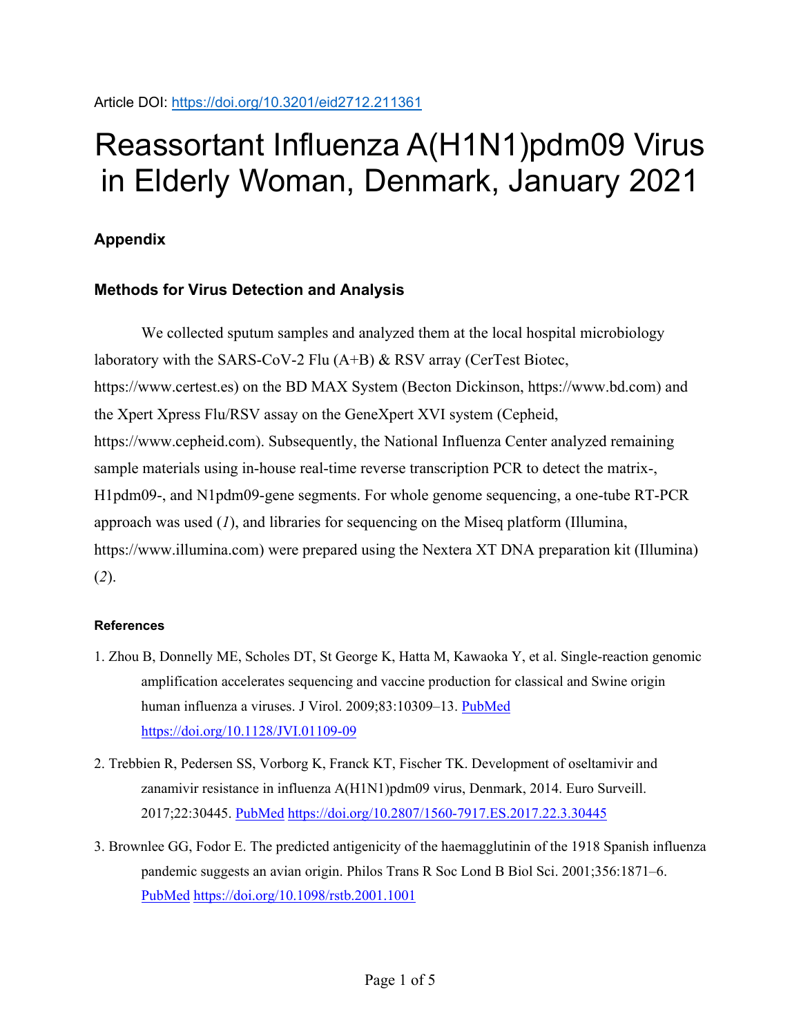Article DOI: https://doi.org/10.3201/eid2712.211361

# Reassortant Influenza A(H1N1)pdm09 Virus in Elderly Woman, Denmark, January 2021

## Appendix

### Methods for Virus Detection and Analysis

We collected sputum samples and analyzed them at the local hospital microbiology laboratory with the SARS-CoV-2 Flu (A+B) & RSV array (CerTest Biotec, https://www.certest.es) on the BD MAX System (Becton Dickinson, https://www.bd.com) and the Xpert Xpress Flu/RSV assay on the GeneXpert XVI system (Cepheid, https://www.cepheid.com). Subsequently, the National Influenza Center analyzed remaining sample materials using in-house real-time reverse transcription PCR to detect the matrix-, H1pdm09-, and N1pdm09-gene segments. For whole genome sequencing, a one-tube RT-PCR approach was used (*1*), and libraries for sequencing on the Miseq platform (Illumina, https://www.illumina.com) were prepared using the Nextera XT DNA preparation kit (Illumina) (*2*).

#### References

1. Zhou B, Donnelly ME, Scholes DT, St George K, Hatta M, Kawaoka Y, et al. Single-reaction genomic amplification accelerates sequencing and vaccine production for classical and Swine origin human influenza a viruses. J Virol. 2009;83:10309–13. PubMed https://doi.org/10.1128/JVI.01109-09
2. Trebbien R, Pedersen SS, Vorborg K, Franck KT, Fischer TK. Development of oseltamivir and zanamivir resistance in influenza A(H1N1)pdm09 virus, Denmark, 2014. Euro Surveill. 2017;22:30445. PubMed https://doi.org/10.2807/1560-7917.ES.2017.22.3.30445
3. Brownlee GG, Fodor E. The predicted antigenicity of the haemagglutinin of the 1918 Spanish influenza pandemic suggests an avian origin. Philos Trans R Soc Lond B Biol Sci. 2001;356:1871–6. PubMed https://doi.org/10.1098/rstb.2001.1001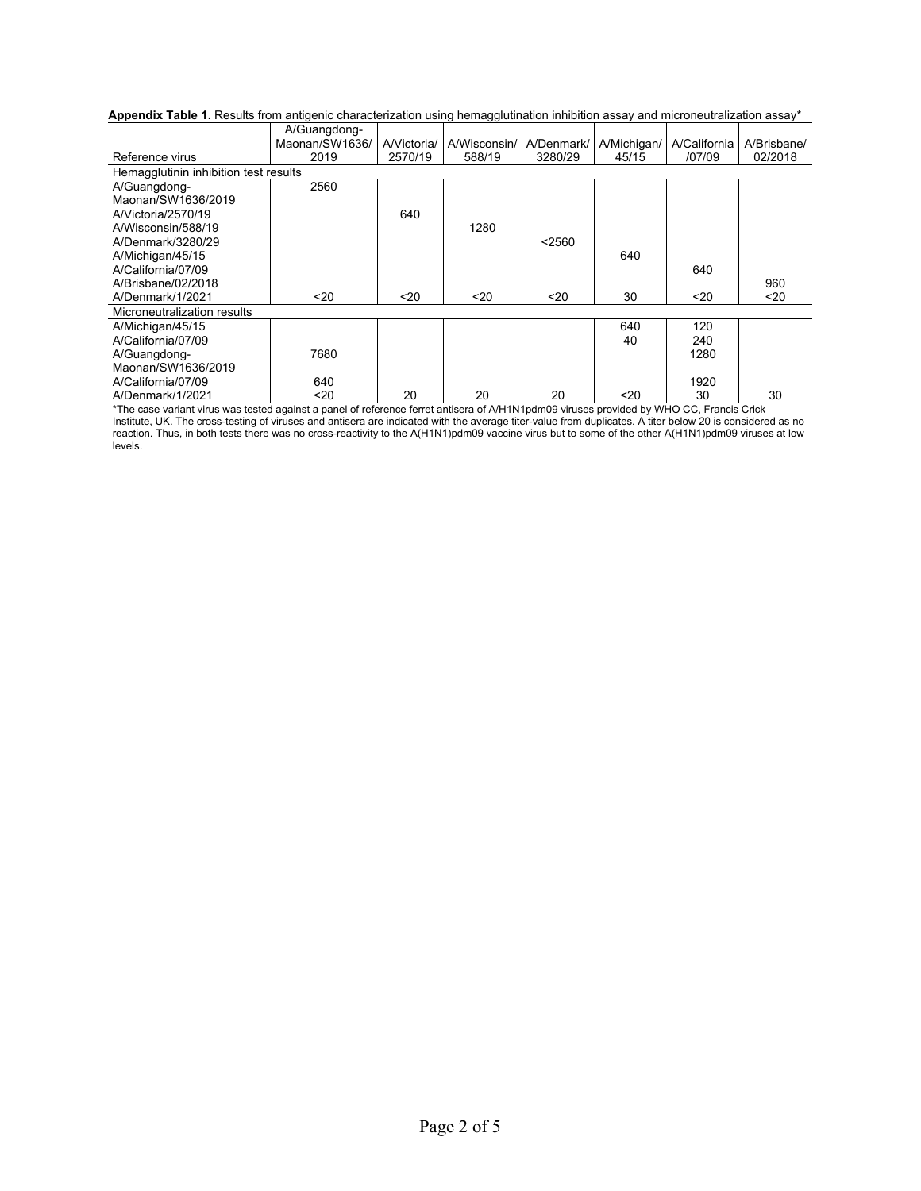**Appendix Table 1.** Results from antigenic characterization using hemagglutination inhibition assay and microneutralization assay*

| Reference virus | A/Guangdong-Maonan/SW1636/2019 | A/Victoria/2570/19 | A/Wisconsin/588/19 | A/Denmark/3280/29 | A/Michigan/45/15 | A/California/07/09 | A/Brisbane/02/2018 |
|---|---|---|---|---|---|---|---|
| Hemagglutinin inhibition test results | | | | | | | |
| A/Guangdong-Maonan/SW1636/2019 | 2560 | | | | | | |
| A/Victoria/2570/19 | | 640 | | | | | |
| A/Wisconsin/588/19 | | | 1280 | | | | |
| A/Denmark/3280/29 | | | | <2560 | | | |
| A/Michigan/45/15 | | | | | 640 | | |
| A/California/07/09 | | | | | | 640 | |
| A/Brisbane/02/2018 | | | | | | | 960 |
| A/Denmark/1/2021 | <20 | <20 | <20 | <20 | 30 | <20 | <20 |
| Microneutralization results | | | | | | | |
| A/Michigan/45/15 | | | | | 640 | 120 | |
| A/California/07/09 | | | | | 40 | 240 | |
| A/Guangdong-Maonan/SW1636/2019 | 7680 | | | | | 1280 | |
| A/California/07/09 | 640 | | | | | 1920 | |
| A/Denmark/1/2021 | <20 | 20 | 20 | 20 | <20 | 30 | 30 |

*The case variant virus was tested against a panel of reference ferret antisera of A/H1N1pdm09 viruses provided by WHO CC, Francis Crick Institute, UK. The cross-testing of viruses and antisera are indicated with the average titer-value from duplicates. A titer below 20 is considered as no reaction. Thus, in both tests there was no cross-reactivity to the A(H1N1)pdm09 vaccine virus but to some of the other A(H1N1)pdm09 viruses at low levels.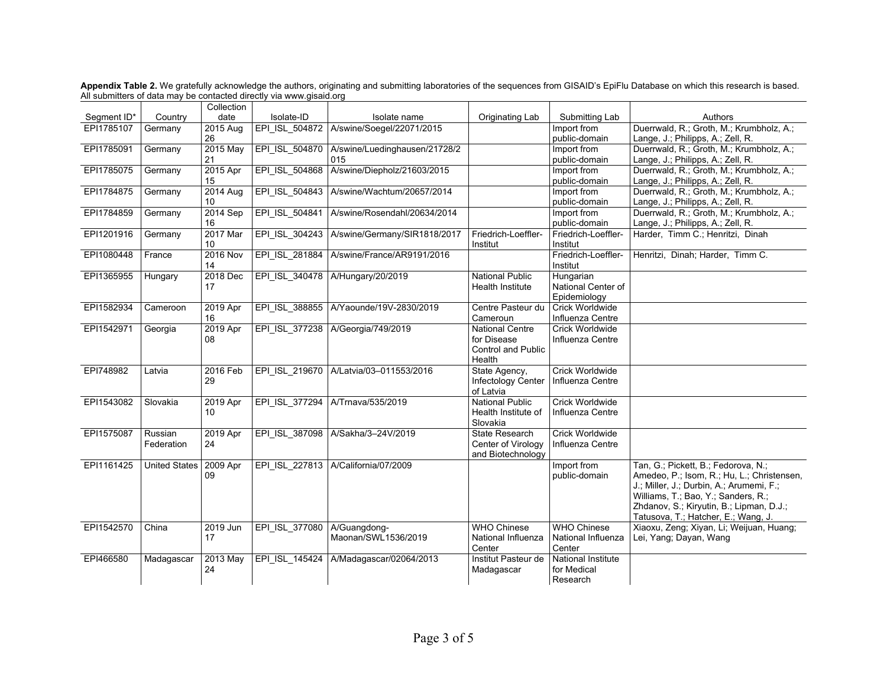**Appendix Table 2.** We gratefully acknowledge the authors, originating and submitting laboratories of the sequences from GISAID's EpiFlu Database on which this research is based. All submitters of data may be contacted directly via www.gisaid.org

| Segment ID* | Country | Collection date | Isolate-ID | Isolate name | Originating Lab | Submitting Lab | Authors |
|---|---|---|---|---|---|---|---|
| EPI1785107 | Germany | 2015 Aug 26 | EPI_ISL_504872 | A/swine/Soegel/22071/2015 | | Import from public-domain | Duerrwald, R.; Groth, M.; Krumbholz, A.; Lange, J.; Philipps, A.; Zell, R. |
| EPI1785091 | Germany | 2015 May 21 | EPI_ISL_504870 | A/swine/Luedinghausen/21728/2015 | | Import from public-domain | Duerrwald, R.; Groth, M.; Krumbholz, A.; Lange, J.; Philipps, A.; Zell, R. |
| EPI1785075 | Germany | 2015 Apr 15 | EPI_ISL_504868 | A/swine/Diepholz/21603/2015 | | Import from public-domain | Duerrwald, R.; Groth, M.; Krumbholz, A.; Lange, J.; Philipps, A.; Zell, R. |
| EPI1784875 | Germany | 2014 Aug 10 | EPI_ISL_504843 | A/swine/Wachtum/20657/2014 | | Import from public-domain | Duerrwald, R.; Groth, M.; Krumbholz, A.; Lange, J.; Philipps, A.; Zell, R. |
| EPI1784859 | Germany | 2014 Sep 16 | EPI_ISL_504841 | A/swine/Rosendahl/20634/2014 | | Import from public-domain | Duerrwald, R.; Groth, M.; Krumbholz, A.; Lange, J.; Philipps, A.; Zell, R. |
| EPI1201916 | Germany | 2017 Mar 10 | EPI_ISL_304243 | A/swine/Germany/SIR1818/2017 | Friedrich-Loeffler-Institut | Friedrich-Loeffler-Institut | Harder, Timm C.; Henritzi, Dinah |
| EPI1080448 | France | 2016 Nov 14 | EPI_ISL_281884 | A/swine/France/AR9191/2016 | | Friedrich-Loeffler-Institut | Henritzi, Dinah; Harder, Timm C. |
| EPI1365955 | Hungary | 2018 Dec 17 | EPI_ISL_340478 | A/Hungary/20/2019 | National Public Health Institute | Hungarian National Center of Epidemiology | |
| EPI1582934 | Cameroon | 2019 Apr 16 | EPI_ISL_388855 | A/Yaounde/19V-2830/2019 | Centre Pasteur du Cameroun | Crick Worldwide Influenza Centre | |
| EPI1542971 | Georgia | 2019 Apr 08 | EPI_ISL_377238 | A/Georgia/749/2019 | National Centre for Disease Control and Public Health | Crick Worldwide Influenza Centre | |
| EPI748982 | Latvia | 2016 Feb 29 | EPI_ISL_219670 | A/Latvia/03–011553/2016 | State Agency, Infectology Center of Latvia | Crick Worldwide Influenza Centre | |
| EPI1543082 | Slovakia | 2019 Apr 10 | EPI_ISL_377294 | A/Trnava/535/2019 | National Public Health Institute of Slovakia | Crick Worldwide Influenza Centre | |
| EPI1575087 | Russian Federation | 2019 Apr 24 | EPI_ISL_387098 | A/Sakha/3–24V/2019 | State Research Center of Virology and Biotechnology | Crick Worldwide Influenza Centre | |
| EPI1161425 | United States | 2009 Apr 09 | EPI_ISL_227813 | A/California/07/2009 | | Import from public-domain | Tan, G.; Pickett, B.; Fedorova, N.; Amedeo, P.; Isom, R.; Hu, L.; Christensen, J.; Miller, J.; Durbin, A.; Arumemi, F.; Williams, T.; Bao, Y.; Sanders, R.; Zhdanov, S.; Kiryutin, B.; Lipman, D.J.; Tatusova, T.; Hatcher, E.; Wang, J. |
| EPI1542570 | China | 2019 Jun 17 | EPI_ISL_377080 | A/Guangdong-Maonan/SWL1536/2019 | WHO Chinese National Influenza Center | WHO Chinese National Influenza Center | Xiaoxu, Zeng; Xiyan, Li; Weijuan, Huang; Lei, Yang; Dayan, Wang |
| EPI466580 | Madagascar | 2013 May 24 | EPI_ISL_145424 | A/Madagascar/02064/2013 | Institut Pasteur de Madagascar | National Institute for Medical Research | |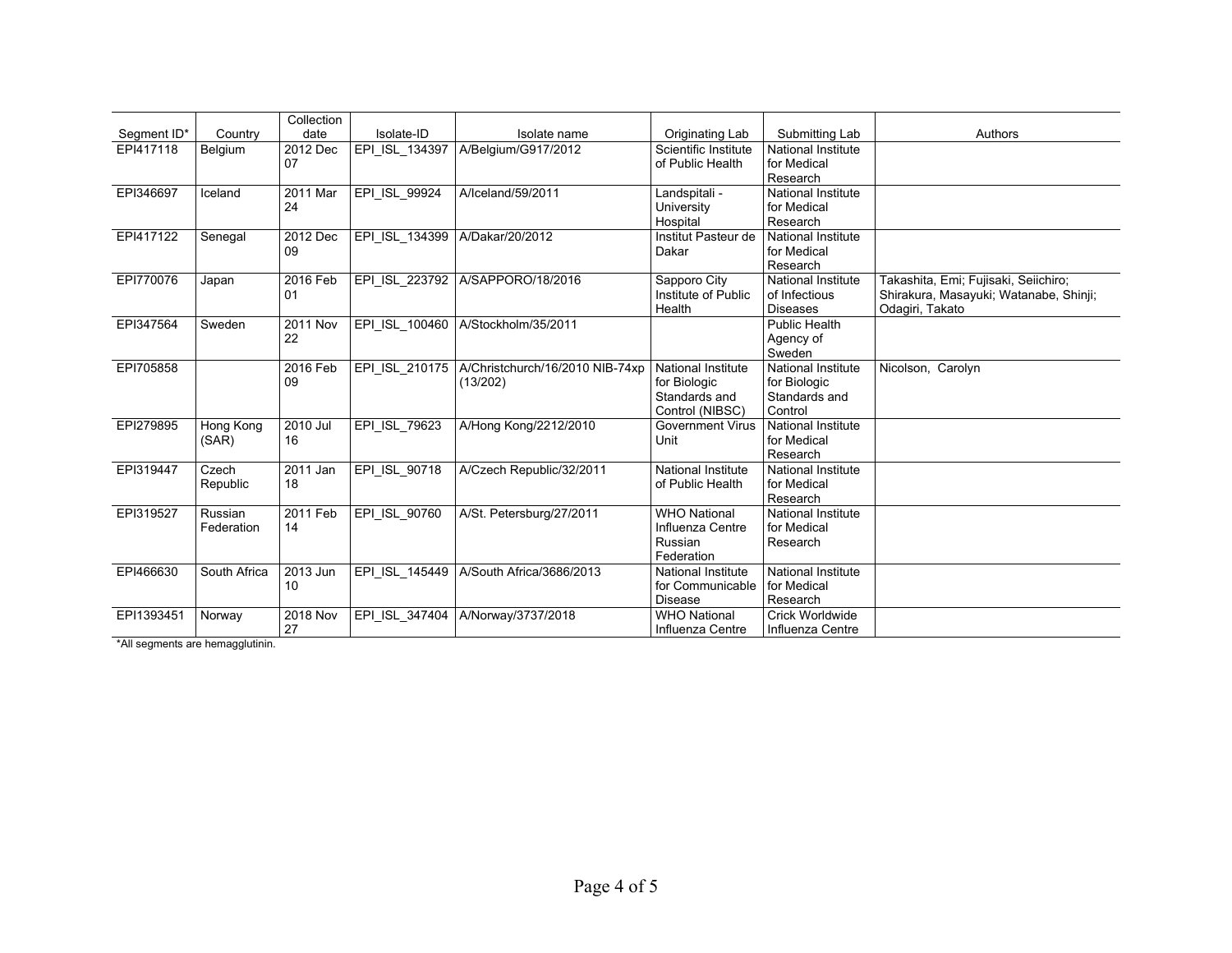| Segment ID* | Country | Collection date | Isolate-ID | Isolate name | Originating Lab | Submitting Lab | Authors |
|---|---|---|---|---|---|---|---|
| EPI417118 | Belgium | 2012 Dec 07 | EPI_ISL_134397 | A/Belgium/G917/2012 | Scientific Institute of Public Health | National Institute for Medical Research | |
| EPI346697 | Iceland | 2011 Mar 24 | EPI_ISL_99924 | A/Iceland/59/2011 | Landspitali - University Hospital | National Institute for Medical Research | |
| EPI417122 | Senegal | 2012 Dec 09 | EPI_ISL_134399 | A/Dakar/20/2012 | Institut Pasteur de Dakar | National Institute for Medical Research | |
| EPI770076 | Japan | 2016 Feb 01 | EPI_ISL_223792 | A/SAPPORO/18/2016 | Sapporo City Institute of Public Health | National Institute of Infectious Diseases | Takashita, Emi; Fujisaki, Seiichiro; Shirakura, Masayuki; Watanabe, Shinji; Odagiri, Takato |
| EPI347564 | Sweden | 2011 Nov 22 | EPI_ISL_100460 | A/Stockholm/35/2011 | | Public Health Agency of Sweden | |
| EPI705858 | | 2016 Feb 09 | EPI_ISL_210175 | A/Christchurch/16/2010 NIB-74xp (13/202) | National Institute for Biologic Standards and Control (NIBSC) | National Institute for Biologic Standards and Control | Nicolson, Carolyn |
| EPI279895 | Hong Kong (SAR) | 2010 Jul 16 | EPI_ISL_79623 | A/Hong Kong/2212/2010 | Government Virus Unit | National Institute for Medical Research | |
| EPI319447 | Czech Republic | 2011 Jan 18 | EPI_ISL_90718 | A/Czech Republic/32/2011 | National Institute of Public Health | National Institute for Medical Research | |
| EPI319527 | Russian Federation | 2011 Feb 14 | EPI_ISL_90760 | A/St. Petersburg/27/2011 | WHO National Influenza Centre Russian Federation | National Institute for Medical Research | |
| EPI466630 | South Africa | 2013 Jun 10 | EPI_ISL_145449 | A/South Africa/3686/2013 | National Institute for Communicable Disease | National Institute for Medical Research | |
| EPI1393451 | Norway | 2018 Nov 27 | EPI_ISL_347404 | A/Norway/3737/2018 | WHO National Influenza Centre | Crick Worldwide Influenza Centre | |

*All segments are hemagglutinin.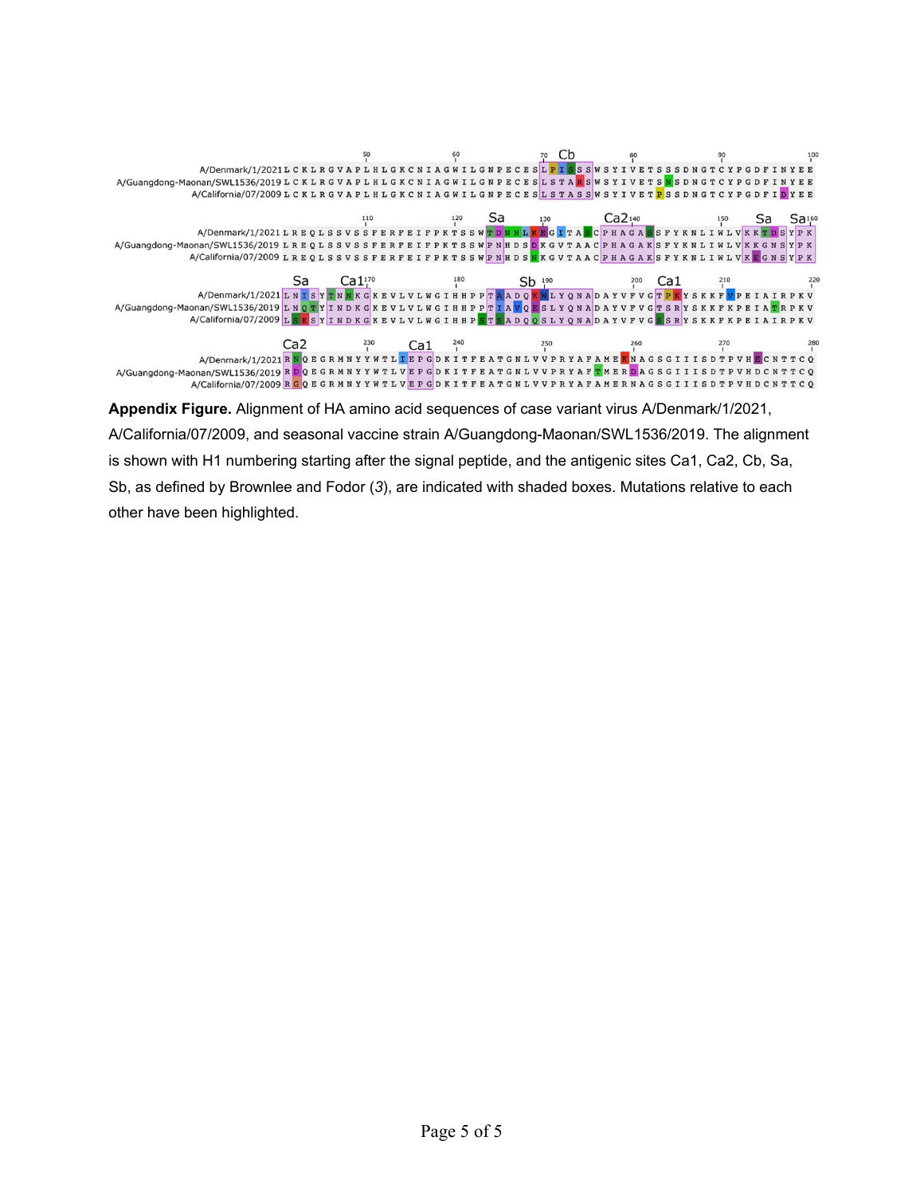50 60 70 Cb 80 90 100

A/Denmark/1/2021 LCKLRGVAPLHLGKCNIAGWILGNPECESLPISSSWSYIVETSSSDNGTCYPGDFINYEE
A/Guangdong-Maonan/SWL1536/2019 LCKLRGVAPLHLGKCNIAGWILGNPECESLSTARSWSYIVETSNSDNGTCYPGDFINYEE
A/California/07/2009 LCKLRGVAPLHLGKCNIAGWILGNPECESLSTASSWSYIVETPSSDNGTCYPGDFIDYEE

110 120 Sa 130 Ca2 140 150 Sa Sa 160

A/Denmark/1/2021 LREQLSSVSSFERFEIFPKTSSWTDNNLKEGITASCPHAGASSFYKNLIWLVKKTDSYPK
A/Guangdong-Maonan/SWL1536/2019 LREQLSSVSSFERFEIFPKTSSWPNHDSDKGVTAACPHAGAKSFYKNLIWLVKKGNSYPK
A/California/07/2009 LREQLSSVSSFERFEIFPKTSSWPNHDSNKGVTAACPHAGAKSFYKNLIWLVKEGNSYPK

Sa Ca1 170 180 Sb 190 200 Ca1 210 220

A/Denmark/1/2021 LNISYTNNKGKEVLVLWGIHHPPTAADQKWLYQNADAYVFVGTPKYSKKFVPEIAIRPKV
A/Guangdong-Maonan/SWL1536/2019 LNQTYINDKGKEVLVLWGIHHPPTIAVQESLYQNADAYVFVGTSRYSKKFKPEIATRPKV
A/California/07/2009 LSKSYINDKGKEVLVLWGIHHPSTSADQQSLYQNADAYVFVGSSRYSKKFKPEIAIRPKV

Ca2 230 Ca1 240 250 260 270 280

A/Denmark/1/2021 RNQEGRMNYYWTLIEPGDKITFEATGNLVVPRYAFAMEKNAGSGIIISDTPVHECNTTCQ
A/Guangdong-Maonan/SWL1536/2019 RDQEGRMNYYWTLVEPGDKITFEATGNLVVPRYAFTMERDAGSGIIISDTPVHDCNTTCQ
A/California/07/2009 RGQEGRMNYYWTLVEPGDKITFEATGNLVVPRYAFAMERNAGSGIIISDTPVHDCNTTCQ

**Appendix Figure.** Alignment of HA amino acid sequences of case variant virus A/Denmark/1/2021, A/California/07/2009, and seasonal vaccine strain A/Guangdong-Maonan/SWL1536/2019. The alignment is shown with H1 numbering starting after the signal peptide, and the antigenic sites Ca1, Ca2, Cb, Sa, Sb, as defined by Brownlee and Fodor (*3*), are indicated with shaded boxes. Mutations relative to each other have been highlighted.